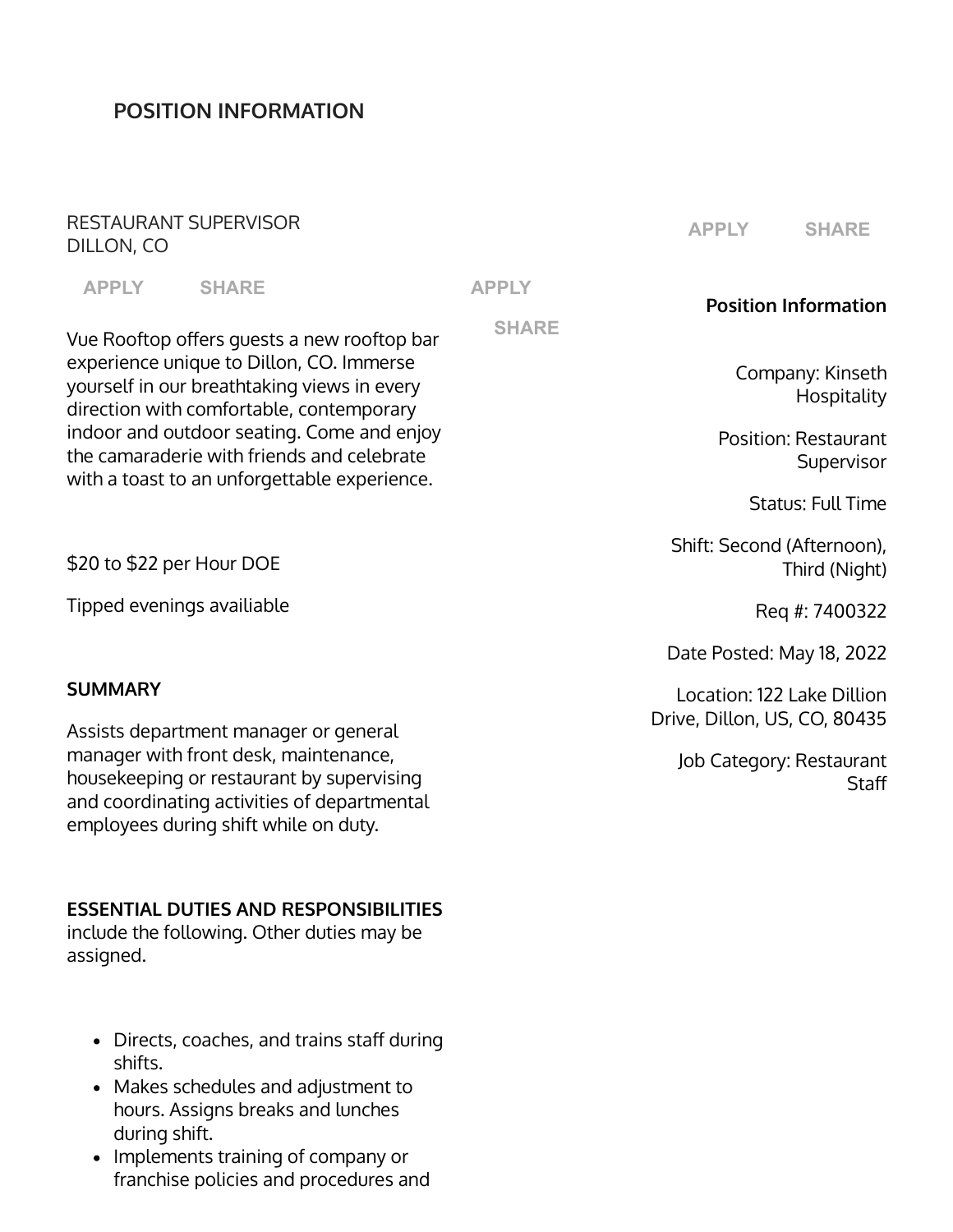## POSITION INFORMATION

RESTAURANT SUPERVISOR
DILLON, CO

APPLY SHARE

Vue Rooftop offers guests a new rooftop bar experience unique to Dillon, CO. Immerse yourself in our breathtaking views in every direction with comfortable, contemporary indoor and outdoor seating. Come and enjoy the camaraderie with friends and celebrate with a toast to an unforgettable experience.

$20 to $22 per Hour DOE

Tipped evenings availiable

**Position Information**

Company: Kinseth Hospitality

Position: Restaurant Supervisor

Status: Full Time

Shift: Second (Afternoon), Third (Night)

Req #: 7400322

Date Posted: May 18, 2022

Location: 122 Lake Dillion Drive, Dillon, US, CO, 80435

Job Category: Restaurant Staff

**SUMMARY**

Assists department manager or general manager with front desk, maintenance, housekeeping or restaurant by supervising and coordinating activities of departmental employees during shift while on duty.

**ESSENTIAL DUTIES AND RESPONSIBILITIES** include the following. Other duties may be assigned.

- Directs, coaches, and trains staff during shifts.
- Makes schedules and adjustment to hours. Assigns breaks and lunches during shift.
- Implements training of company or franchise policies and procedures and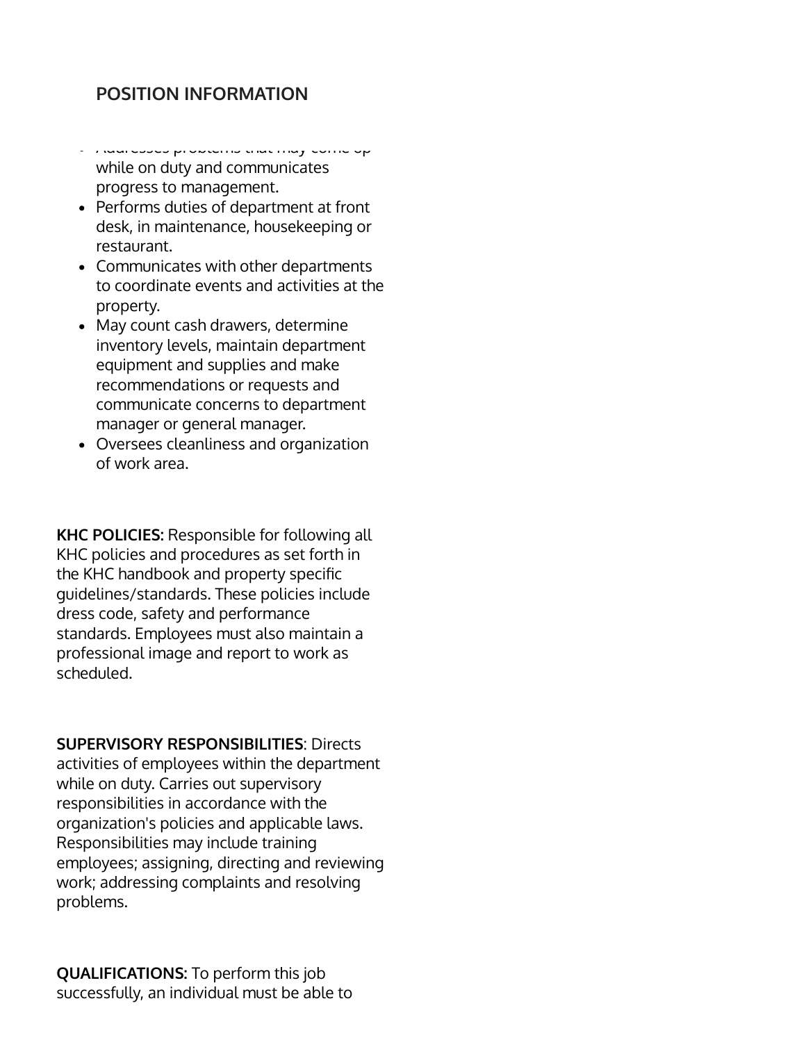## POSITION INFORMATION

- Addresses problems that may come up while on duty and communicates progress to management.
- Performs duties of department at front desk, in maintenance, housekeeping or restaurant.
- Communicates with other departments to coordinate events and activities at the property.
- May count cash drawers, determine inventory levels, maintain department equipment and supplies and make recommendations or requests and communicate concerns to department manager or general manager.
- Oversees cleanliness and organization of work area.

**KHC POLICIES:** Responsible for following all KHC policies and procedures as set forth in the KHC handbook and property specific guidelines/standards. These policies include dress code, safety and performance standards. Employees must also maintain a professional image and report to work as scheduled.

**SUPERVISORY RESPONSIBILITIES**: Directs activities of employees within the department while on duty. Carries out supervisory responsibilities in accordance with the organization's policies and applicable laws. Responsibilities may include training employees; assigning, directing and reviewing work; addressing complaints and resolving problems.

**QUALIFICATIONS:** To perform this job successfully, an individual must be able to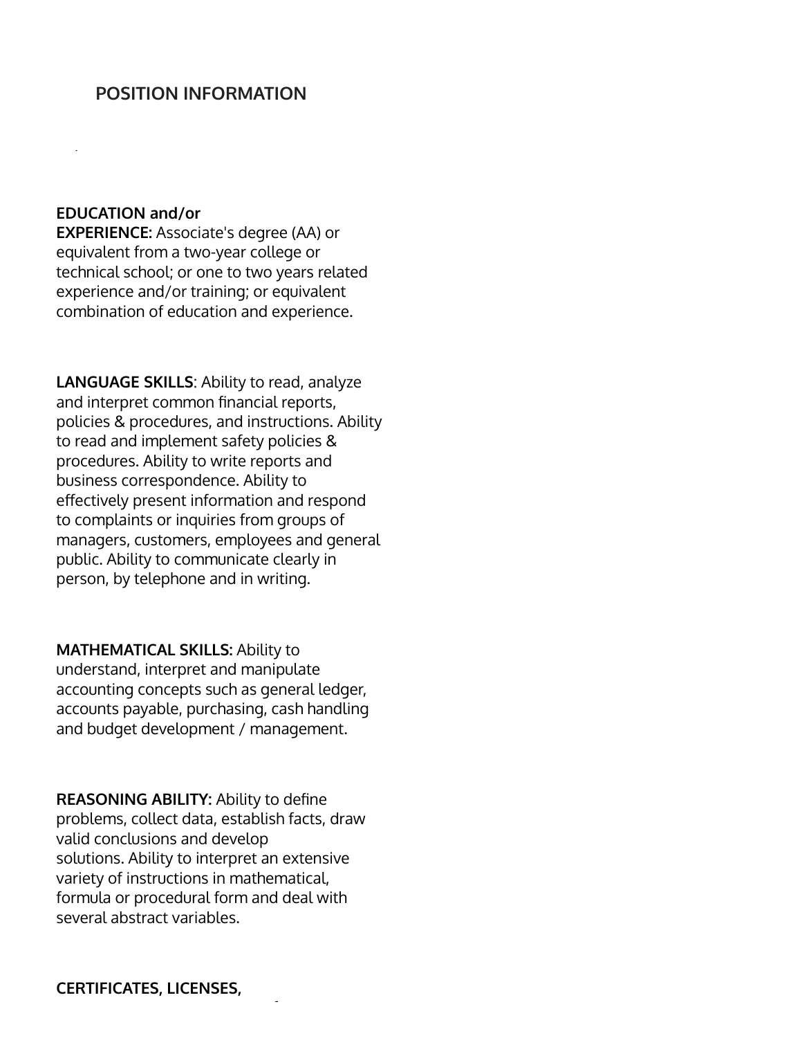## POSITION INFORMATION

**EDUCATION and/or EXPERIENCE:** Associate's degree (AA) or equivalent from a two-year college or technical school; or one to two years related experience and/or training; or equivalent combination of education and experience.

**LANGUAGE SKILLS**: Ability to read, analyze and interpret common financial reports, policies & procedures, and instructions. Ability to read and implement safety policies & procedures. Ability to write reports and business correspondence. Ability to effectively present information and respond to complaints or inquiries from groups of managers, customers, employees and general public. Ability to communicate clearly in person, by telephone and in writing.

**MATHEMATICAL SKILLS:** Ability to understand, interpret and manipulate accounting concepts such as general ledger, accounts payable, purchasing, cash handling and budget development / management.

**REASONING ABILITY:** Ability to define problems, collect data, establish facts, draw valid conclusions and develop solutions. Ability to interpret an extensive variety of instructions in mathematical, formula or procedural form and deal with several abstract variables.

**CERTIFICATES, LICENSES,**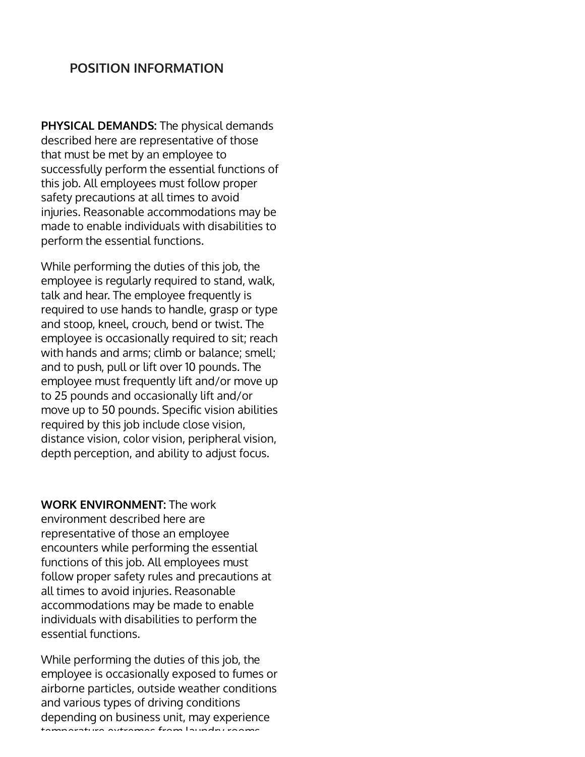## POSITION INFORMATION

**PHYSICAL DEMANDS:** The physical demands described here are representative of those that must be met by an employee to successfully perform the essential functions of this job. All employees must follow proper safety precautions at all times to avoid injuries. Reasonable accommodations may be made to enable individuals with disabilities to perform the essential functions.

While performing the duties of this job, the employee is regularly required to stand, walk, talk and hear. The employee frequently is required to use hands to handle, grasp or type and stoop, kneel, crouch, bend or twist. The employee is occasionally required to sit; reach with hands and arms; climb or balance; smell; and to push, pull or lift over 10 pounds. The employee must frequently lift and/or move up to 25 pounds and occasionally lift and/or move up to 50 pounds. Specific vision abilities required by this job include close vision, distance vision, color vision, peripheral vision, depth perception, and ability to adjust focus.

**WORK ENVIRONMENT:** The work environment described here are representative of those an employee encounters while performing the essential functions of this job. All employees must follow proper safety rules and precautions at all times to avoid injuries. Reasonable accommodations may be made to enable individuals with disabilities to perform the essential functions.

While performing the duties of this job, the employee is occasionally exposed to fumes or airborne particles, outside weather conditions and various types of driving conditions depending on business unit, may experience temperature extremes from laundry rooms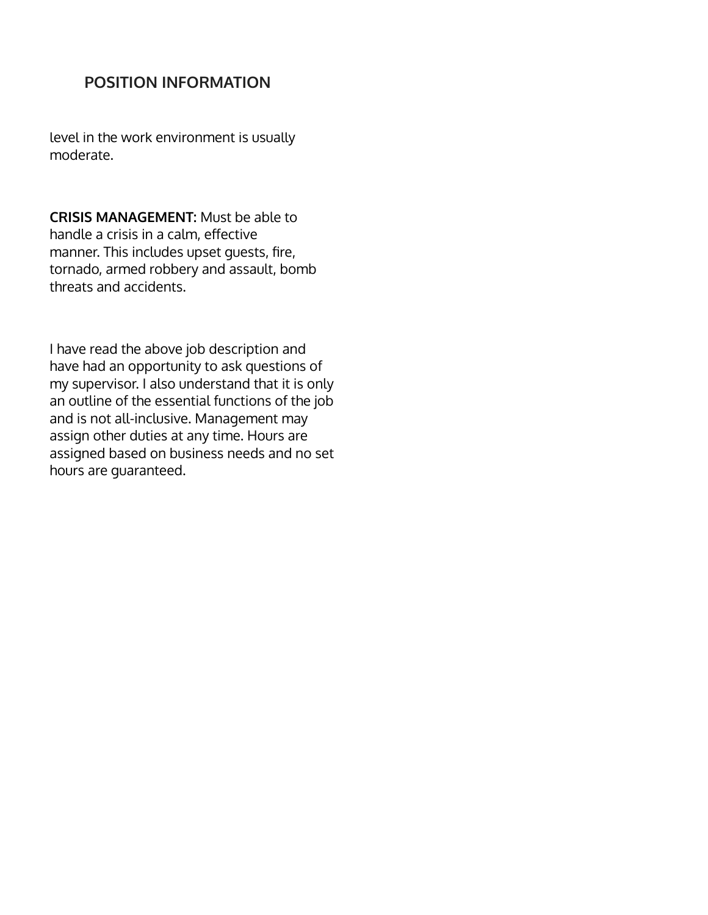## POSITION INFORMATION

level in the work environment is usually moderate.

**CRISIS MANAGEMENT:** Must be able to handle a crisis in a calm, effective manner. This includes upset guests, fire, tornado, armed robbery and assault, bomb threats and accidents.

I have read the above job description and have had an opportunity to ask questions of my supervisor. I also understand that it is only an outline of the essential functions of the job and is not all-inclusive. Management may assign other duties at any time. Hours are assigned based on business needs and no set hours are guaranteed.